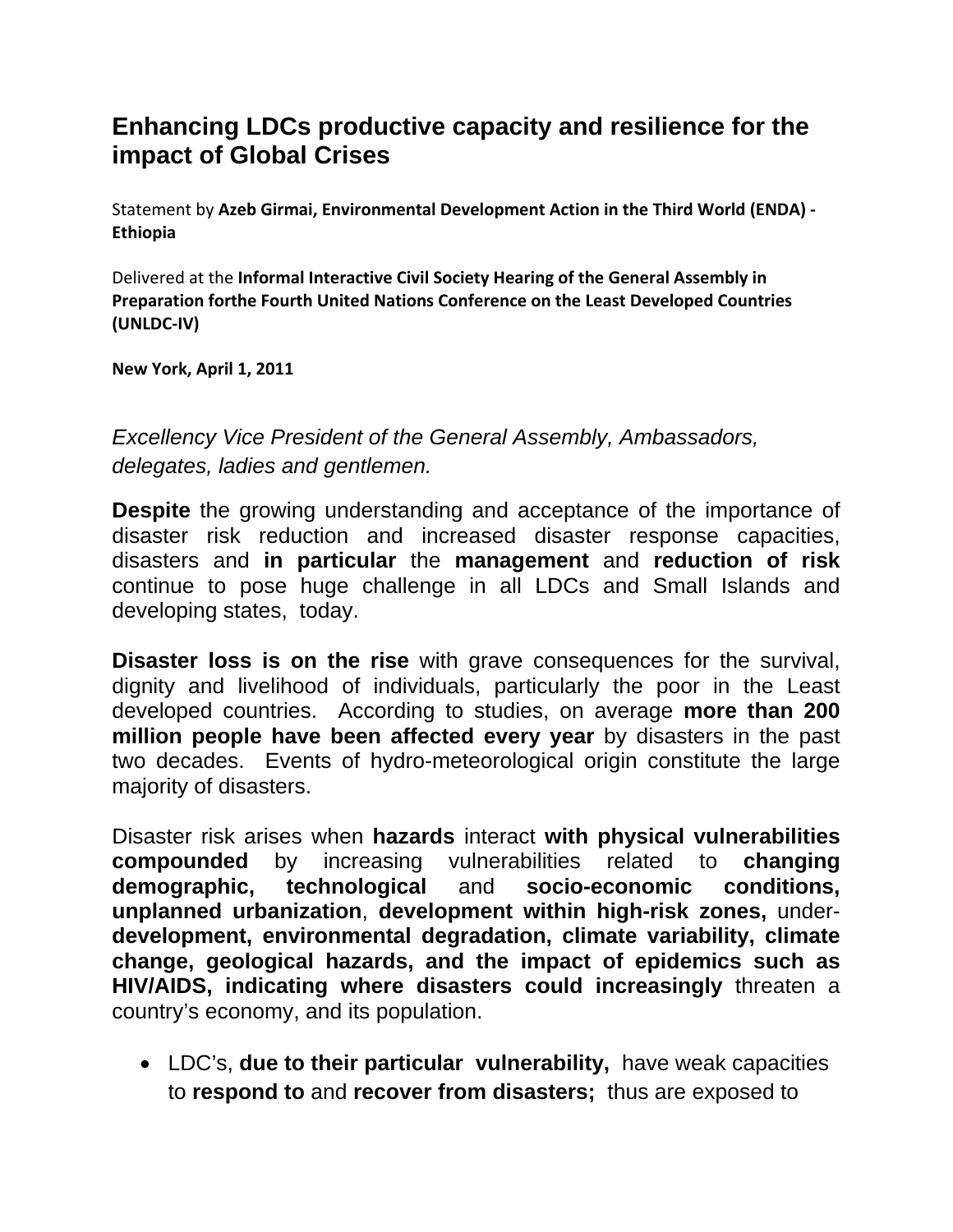# Enhancing LDCs productive capacity and resilience for the impact of Global Crises

Statement by **Azeb Girmai, Environmental Development Action in the Third World (ENDA) - Ethiopia**

Delivered at the **Informal Interactive Civil Society Hearing of the General Assembly in Preparation forthe Fourth United Nations Conference on the Least Developed Countries (UNLDC-IV)**

**New York, April 1, 2011**

*Excellency Vice President of the General Assembly, Ambassadors, delegates, ladies and gentlemen.*

**Despite** the growing understanding and acceptance of the importance of disaster risk reduction and increased disaster response capacities, disasters and **in particular** the **management** and **reduction of risk** continue to pose huge challenge in all LDCs and Small Islands and developing states, today.

**Disaster loss is on the rise** with grave consequences for the survival, dignity and livelihood of individuals, particularly the poor in the Least developed countries. According to studies, on average **more than 200 million people have been affected every year** by disasters in the past two decades. Events of hydro-meteorological origin constitute the large majority of disasters.

Disaster risk arises when **hazards** interact **with physical vulnerabilities compounded** by increasing vulnerabilities related to **changing demographic, technological** and **socio-economic conditions, unplanned urbanization**, **development within high-risk zones,** under-**development, environmental degradation, climate variability, climate change, geological hazards, and the impact of epidemics such as HIV/AIDS, indicating where disasters could increasingly** threaten a country's economy, and its population.

- LDC's, **due to their particular vulnerability,** have weak capacities to **respond to** and **recover from disasters;** thus are exposed to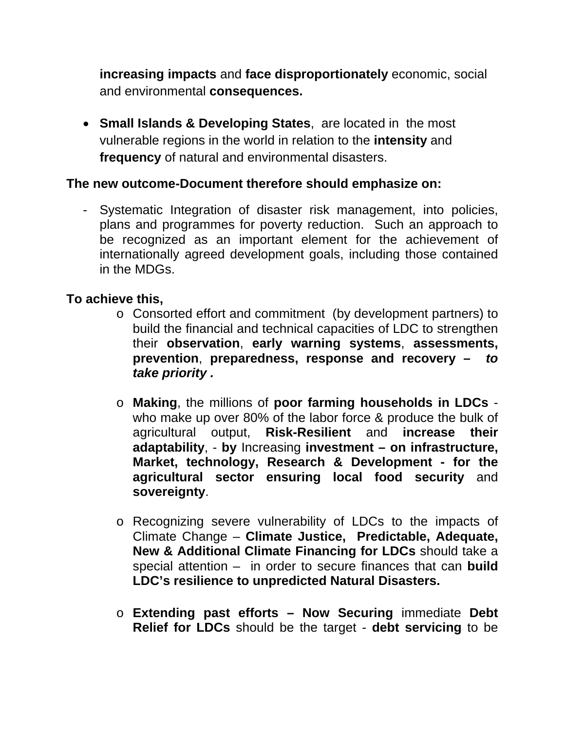**increasing impacts** and **face disproportionately** economic, social and environmental **consequences.**

- **Small Islands & Developing States**, are located in the most vulnerable regions in the world in relation to the **intensity** and **frequency** of natural and environmental disasters.

**The new outcome-Document therefore should emphasize on:**

- Systematic Integration of disaster risk management, into policies, plans and programmes for poverty reduction. Such an approach to be recognized as an important element for the achievement of internationally agreed development goals, including those contained in the MDGs.

**To achieve this,**

- Consorted effort and commitment (by development partners) to build the financial and technical capacities of LDC to strengthen their **observation**, **early warning systems**, **assessments, prevention**, **preparedness, response and recovery –** ***to take priority .***

- **Making**, the millions of **poor farming households in LDCs** - who make up over 80% of the labor force & produce the bulk of agricultural output, **Risk-Resilient** and **increase their adaptability**, - **by** Increasing **investment – on infrastructure, Market, technology, Research & Development - for the agricultural sector ensuring local food security** and **sovereignty**.

- Recognizing severe vulnerability of LDCs to the impacts of Climate Change – **Climate Justice, Predictable, Adequate, New & Additional Climate Financing for LDCs** should take a special attention – in order to secure finances that can **build LDC's resilience to unpredicted Natural Disasters.**

- **Extending past efforts – Now Securing** immediate **Debt Relief for LDCs** should be the target - **debt servicing** to be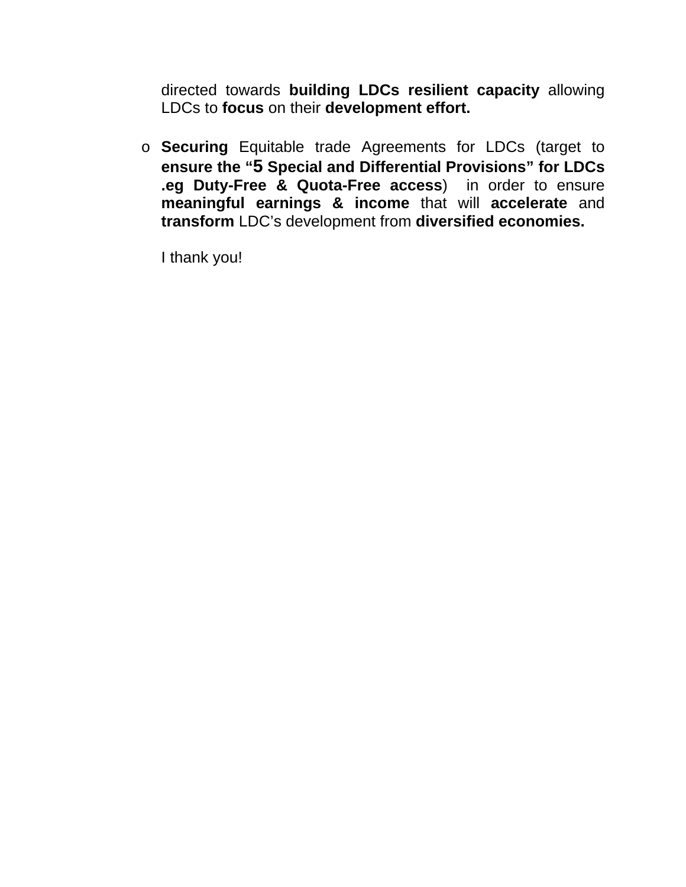directed towards **building LDCs resilient capacity** allowing LDCs to **focus** on their **development effort.**

- **Securing** Equitable trade Agreements for LDCs (target to **ensure the "5 Special and Differential Provisions" for LDCs .eg Duty-Free & Quota-Free access**) in order to ensure **meaningful earnings & income** that will **accelerate** and **transform** LDC's development from **diversified economies.**

  I thank you!